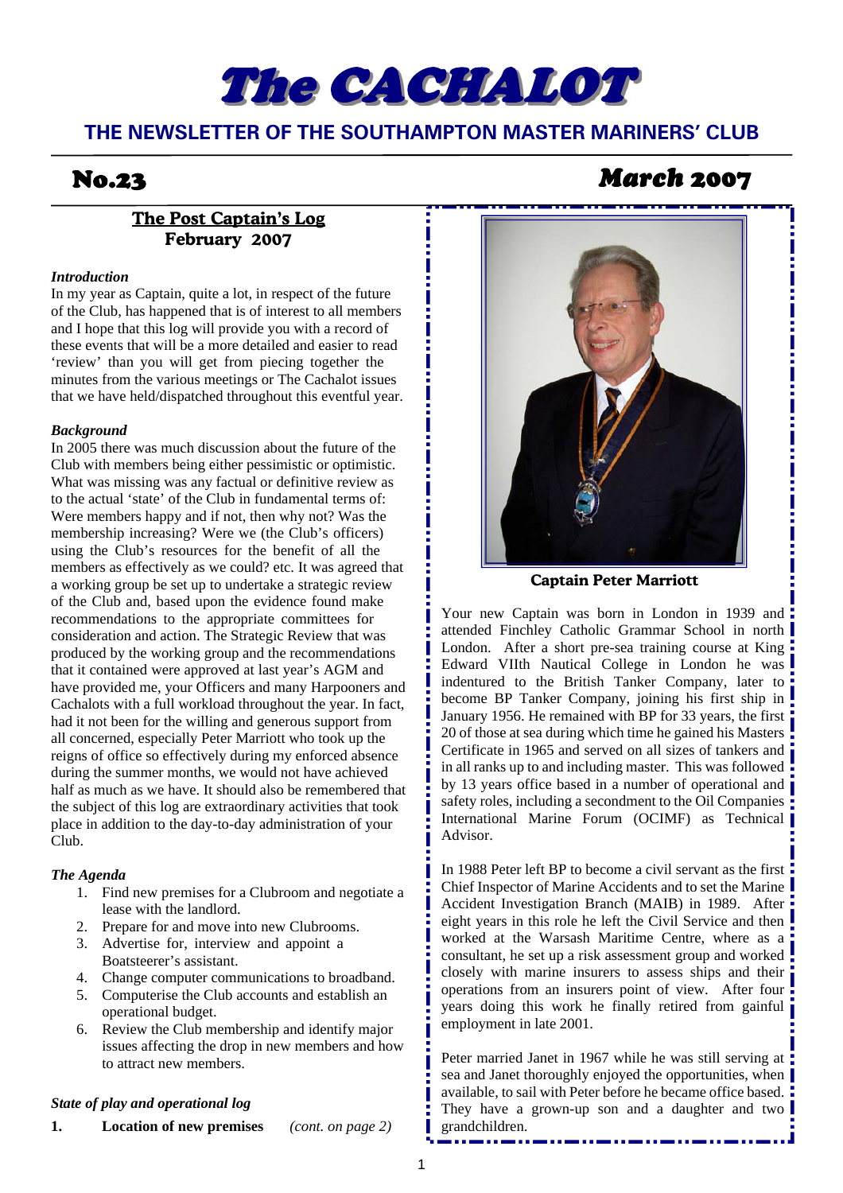# The CACHALOT

## THE NEWSLETTER OF THE SOUTHAMPTON MASTER MARINERS' CLUB

**No.23** **March 2007**

## The Post Captain's Log
### February 2007

***Introduction***

In my year as Captain, quite a lot, in respect of the future of the Club, has happened that is of interest to all members and I hope that this log will provide you with a record of these events that will be a more detailed and easier to read 'review' than you will get from piecing together the minutes from the various meetings or The Cachalot issues that we have held/dispatched throughout this eventful year.

***Background***

In 2005 there was much discussion about the future of the Club with members being either pessimistic or optimistic. What was missing was any factual or definitive review as to the actual 'state' of the Club in fundamental terms of: Were members happy and if not, then why not? Was the membership increasing? Were we (the Club's officers) using the Club's resources for the benefit of all the members as effectively as we could? etc. It was agreed that a working group be set up to undertake a strategic review of the Club and, based upon the evidence found make recommendations to the appropriate committees for consideration and action. The Strategic Review that was produced by the working group and the recommendations that it contained were approved at last year's AGM and have provided me, your Officers and many Harpooners and Cachalots with a full workload throughout the year. In fact, had it not been for the willing and generous support from all concerned, especially Peter Marriott who took up the reigns of office so effectively during my enforced absence during the summer months, we would not have achieved half as much as we have. It should also be remembered that the subject of this log are extraordinary activities that took place in addition to the day-to-day administration of your Club.

***The Agenda***

1. Find new premises for a Clubroom and negotiate a lease with the landlord.
2. Prepare for and move into new Clubrooms.
3. Advertise for, interview and appoint a Boatsteerer's assistant.
4. Change computer communications to broadband.
5. Computerise the Club accounts and establish an operational budget.
6. Review the Club membership and identify major issues affecting the drop in new members and how to attract new members.

***State of play and operational log***

**1. Location of new premises** *(cont. on page 2)*

**Captain Peter Marriott**

Your new Captain was born in London in 1939 and attended Finchley Catholic Grammar School in north London. After a short pre-sea training course at King Edward VIIth Nautical College in London he was indentured to the British Tanker Company, later to become BP Tanker Company, joining his first ship in January 1956. He remained with BP for 33 years, the first 20 of those at sea during which time he gained his Masters Certificate in 1965 and served on all sizes of tankers and in all ranks up to and including master. This was followed by 13 years office based in a number of operational and safety roles, including a secondment to the Oil Companies International Marine Forum (OCIMF) as Technical Advisor.

In 1988 Peter left BP to become a civil servant as the first Chief Inspector of Marine Accidents and to set the Marine Accident Investigation Branch (MAIB) in 1989. After eight years in this role he left the Civil Service and then worked at the Warsash Maritime Centre, where as a consultant, he set up a risk assessment group and worked closely with marine insurers to assess ships and their operations from an insurers point of view. After four years doing this work he finally retired from gainful employment in late 2001.

Peter married Janet in 1967 while he was still serving at sea and Janet thoroughly enjoyed the opportunities, when available, to sail with Peter before he became office based. They have a grown-up son and a daughter and two grandchildren.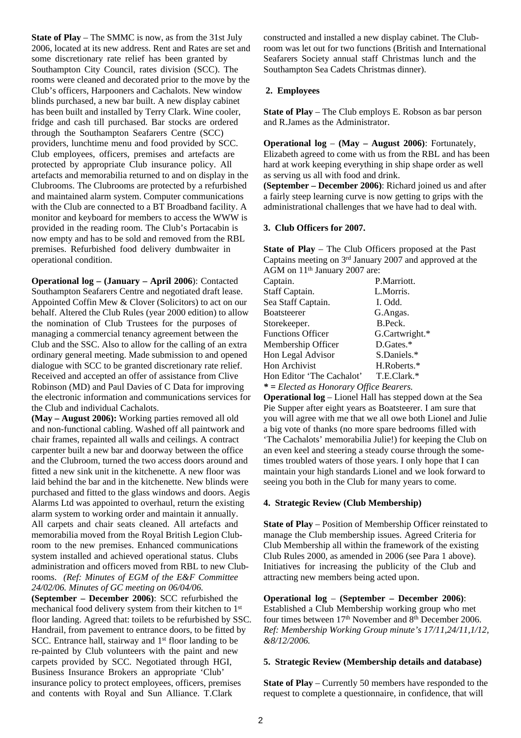**State of Play** – The SMMC is now, as from the 31st July 2006, located at its new address. Rent and Rates are set and some discretionary rate relief has been granted by Southampton City Council, rates division (SCC). The rooms were cleaned and decorated prior to the move by the Club's officers, Harpooners and Cachalots. New window blinds purchased, a new bar built. A new display cabinet has been built and installed by Terry Clark. Wine cooler, fridge and cash till purchased. Bar stocks are ordered through the Southampton Seafarers Centre (SCC) providers, lunchtime menu and food provided by SCC. Club employees, officers, premises and artefacts are protected by appropriate Club insurance policy. All artefacts and memorabilia returned to and on display in the Clubrooms. The Clubrooms are protected by a refurbished and maintained alarm system. Computer communications with the Club are connected to a BT Broadband facility. A monitor and keyboard for members to access the WWW is provided in the reading room. The Club's Portacabin is now empty and has to be sold and removed from the RBL premises. Refurbished food delivery dumbwaiter in operational condition.

**Operational log – (January – April 2006**): Contacted Southampton Seafarers Centre and negotiated draft lease. Appointed Coffin Mew & Clover (Solicitors) to act on our behalf. Altered the Club Rules (year 2000 edition) to allow the nomination of Club Trustees for the purposes of managing a commercial tenancy agreement between the Club and the SSC. Also to allow for the calling of an extra ordinary general meeting. Made submission to and opened dialogue with SCC to be granted discretionary rate relief. Received and accepted an offer of assistance from Clive Robinson (MD) and Paul Davies of C Data for improving the electronic information and communications services for the Club and individual Cachalots.

**(May – August 2006):** Working parties removed all old and non-functional cabling. Washed off all paintwork and chair frames, repainted all walls and ceilings. A contract carpenter built a new bar and doorway between the office and the Clubroom, turned the two access doors around and fitted a new sink unit in the kitchenette. A new floor was laid behind the bar and in the kitchenette. New blinds were purchased and fitted to the glass windows and doors. Aegis Alarms Ltd was appointed to overhaul, return the existing alarm system to working order and maintain it annually. All carpets and chair seats cleaned. All artefacts and memorabilia moved from the Royal British Legion Clubroom to the new premises. Enhanced communications system installed and achieved operational status. Clubs administration and officers moved from RBL to new Clubrooms. *(Ref: Minutes of EGM of the E&F Committee 24/02/06. Minutes of GC meeting on 06/04/06.*

**(September – December 2006)**: SCC refurbished the mechanical food delivery system from their kitchen to 1st floor landing. Agreed that: toilets to be refurbished by SSC. Handrail, from pavement to entrance doors, to be fitted by SCC. Entrance hall, stairway and 1st floor landing to be re-painted by Club volunteers with the paint and new carpets provided by SCC. Negotiated through HGI, Business Insurance Brokers an appropriate 'Club' insurance policy to protect employees, officers, premises and contents with Royal and Sun Alliance. T.Clark constructed and installed a new display cabinet. The Clubroom was let out for two functions (British and International Seafarers Society annual staff Christmas lunch and the Southampton Sea Cadets Christmas dinner).

### 2. Employees

**State of Play** – The Club employs E. Robson as bar person and R.James as the Administrator.

**Operational log** – **(May – August 2006)**: Fortunately, Elizabeth agreed to come with us from the RBL and has been hard at work keeping everything in ship shape order as well as serving us all with food and drink.

**(September – December 2006)**: Richard joined us and after a fairly steep learning curve is now getting to grips with the administrational challenges that we have had to deal with.

### 3. Club Officers for 2007.

**State of Play** – The Club Officers proposed at the Past Captains meeting on 3rd January 2007 and approved at the AGM on 11th January 2007 are:

| | |
|---|---|
| Captain. | P.Marriott. |
| Staff Captain. | L.Morris. |
| Sea Staff Captain. | I. Odd. |
| Boatsteerer | G.Angas. |
| Storekeeper. | B.Peck. |
| Functions Officer | G.Cartwright.* |
| Membership Officer | D.Gates.* |
| Hon Legal Advisor | S.Daniels.* |
| Hon Archivist | H.Roberts.* |
| Hon Editor 'The Cachalot' | T.E.Clark.* |

*\* = Elected as Honorary Office Bearers.*

**Operational log** – Lionel Hall has stepped down at the Sea Pie Supper after eight years as Boatsteerer. I am sure that you will agree with me that we all owe both Lionel and Julie a big vote of thanks (no more spare bedrooms filled with 'The Cachalots' memorabilia Julie!) for keeping the Club on an even keel and steering a steady course through the sometimes troubled waters of those years. I only hope that I can maintain your high standards Lionel and we look forward to seeing you both in the Club for many years to come.

### 4. Strategic Review (Club Membership)

**State of Play** – Position of Membership Officer reinstated to manage the Club membership issues. Agreed Criteria for Club Membership all within the framework of the existing Club Rules 2000, as amended in 2006 (see Para 1 above). Initiatives for increasing the publicity of the Club and attracting new members being acted upon.

**Operational log** – **(September – December 2006)**: Established a Club Membership working group who met four times between 17th November and 8th December 2006. *Ref: Membership Working Group minute's 17/11,24/11,1/12, &8/12/2006.*

### 5. Strategic Review (Membership details and database)

**State of Play** – Currently 50 members have responded to the request to complete a questionnaire, in confidence, that will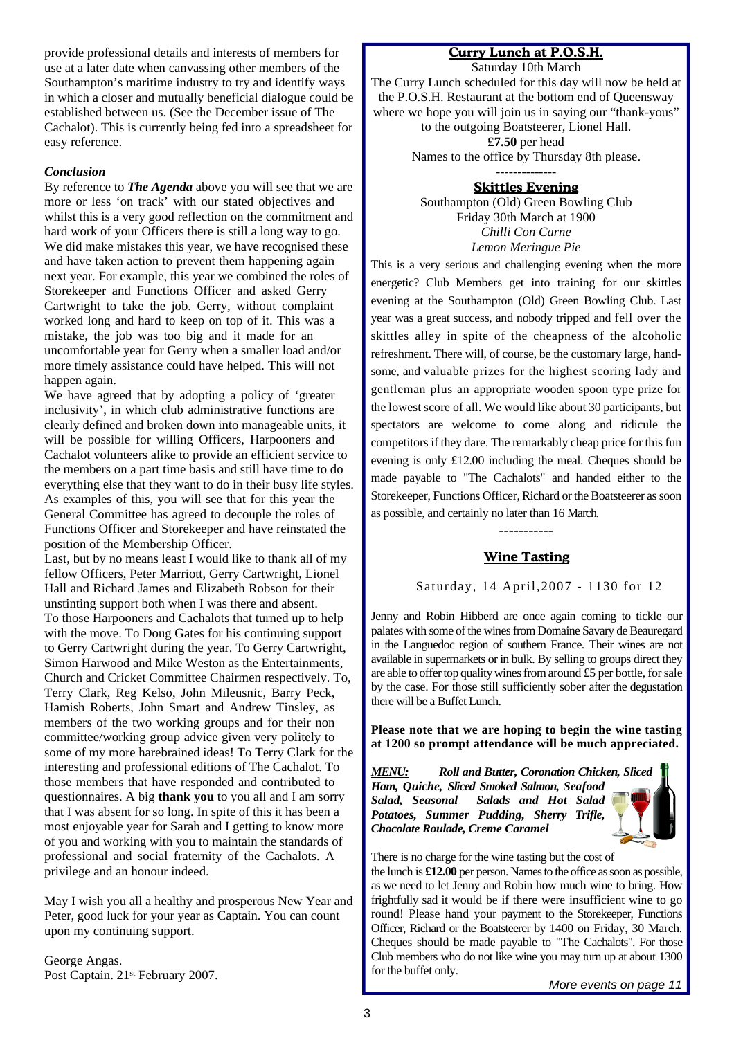provide professional details and interests of members for use at a later date when canvassing other members of the Southampton's maritime industry to try and identify ways in which a closer and mutually beneficial dialogue could be established between us. (See the December issue of The Cachalot). This is currently being fed into a spreadsheet for easy reference.

### *Conclusion*

By reference to ***The Agenda*** above you will see that we are more or less 'on track' with our stated objectives and whilst this is a very good reflection on the commitment and hard work of your Officers there is still a long way to go. We did make mistakes this year, we have recognised these and have taken action to prevent them happening again next year. For example, this year we combined the roles of Storekeeper and Functions Officer and asked Gerry Cartwright to take the job. Gerry, without complaint worked long and hard to keep on top of it. This was a mistake, the job was too big and it made for an uncomfortable year for Gerry when a smaller load and/or more timely assistance could have helped. This will not happen again.

We have agreed that by adopting a policy of 'greater inclusivity', in which club administrative functions are clearly defined and broken down into manageable units, it will be possible for willing Officers, Harpooners and Cachalot volunteers alike to provide an efficient service to the members on a part time basis and still have time to do everything else that they want to do in their busy life styles. As examples of this, you will see that for this year the General Committee has agreed to decouple the roles of Functions Officer and Storekeeper and have reinstated the position of the Membership Officer.

Last, but by no means least I would like to thank all of my fellow Officers, Peter Marriott, Gerry Cartwright, Lionel Hall and Richard James and Elizabeth Robson for their unstinting support both when I was there and absent.

To those Harpooners and Cachalots that turned up to help with the move. To Doug Gates for his continuing support to Gerry Cartwright during the year. To Gerry Cartwright, Simon Harwood and Mike Weston as the Entertainments, Church and Cricket Committee Chairmen respectively. To, Terry Clark, Reg Kelso, John Mileusnic, Barry Peck, Hamish Roberts, John Smart and Andrew Tinsley, as members of the two working groups and for their non committee/working group advice given very politely to some of my more harebrained ideas! To Terry Clark for the interesting and professional editions of The Cachalot. To those members that have responded and contributed to questionnaires. A big **thank you** to you all and I am sorry that I was absent for so long. In spite of this it has been a most enjoyable year for Sarah and I getting to know more of you and working with you to maintain the standards of professional and social fraternity of the Cachalots. A privilege and an honour indeed.

May I wish you all a healthy and prosperous New Year and Peter, good luck for your year as Captain. You can count upon my continuing support.

George Angas.
Post Captain. 21st February 2007.

## Curry Lunch at P.O.S.H.

Saturday 10th March

The Curry Lunch scheduled for this day will now be held at the P.O.S.H. Restaurant at the bottom end of Queensway where we hope you will join us in saying our "thank-yous" to the outgoing Boatsteerer, Lionel Hall.

**£7.50** per head

Names to the office by Thursday 8th please.

--------------

## Skittles Evening

Southampton (Old) Green Bowling Club
Friday 30th March at 1900
*Chilli Con Carne*
*Lemon Meringue Pie*

This is a very serious and challenging evening when the more energetic? Club Members get into training for our skittles evening at the Southampton (Old) Green Bowling Club. Last year was a great success, and nobody tripped and fell over the skittles alley in spite of the cheapness of the alcoholic refreshment. There will, of course, be the customary large, handsome, and valuable prizes for the highest scoring lady and gentleman plus an appropriate wooden spoon type prize for the lowest score of all. We would like about 30 participants, but spectators are welcome to come along and ridicule the competitors if they dare. The remarkably cheap price for this fun evening is only £12.00 including the meal. Cheques should be made payable to "The Cachalots" and handed either to the Storekeeper, Functions Officer, Richard or the Boatsteerer as soon as possible, and certainly no later than 16 March.

-----------

## Wine Tasting

Saturday, 14 April,2007 - 1130 for 12

Jenny and Robin Hibberd are once again coming to tickle our palates with some of the wines from Domaine Savary de Beauregard in the Languedoc region of southern France. Their wines are not available in supermarkets or in bulk. By selling to groups direct they are able to offer top quality wines from around £5 per bottle, for sale by the case. For those still sufficiently sober after the degustation there will be a Buffet Lunch.

**Please note that we are hoping to begin the wine tasting at 1200 so prompt attendance will be much appreciated.**

***MENU:*** ***Roll and Butter, Coronation Chicken, Sliced Ham, Quiche, Sliced Smoked Salmon, Seafood Salad, Seasonal Salads and Hot Salad Potatoes, Summer Pudding, Sherry Trifle, Chocolate Roulade, Creme Caramel***

There is no charge for the wine tasting but the cost of the lunch is **£12.00** per person. Names to the office as soon as possible, as we need to let Jenny and Robin how much wine to bring. How frightfully sad it would be if there were insufficient wine to go round! Please hand your payment to the Storekeeper, Functions Officer, Richard or the Boatsteerer by 1400 on Friday, 30 March. Cheques should be made payable to "The Cachalots". For those Club members who do not like wine you may turn up at about 1300 for the buffet only.

*More events on page 11*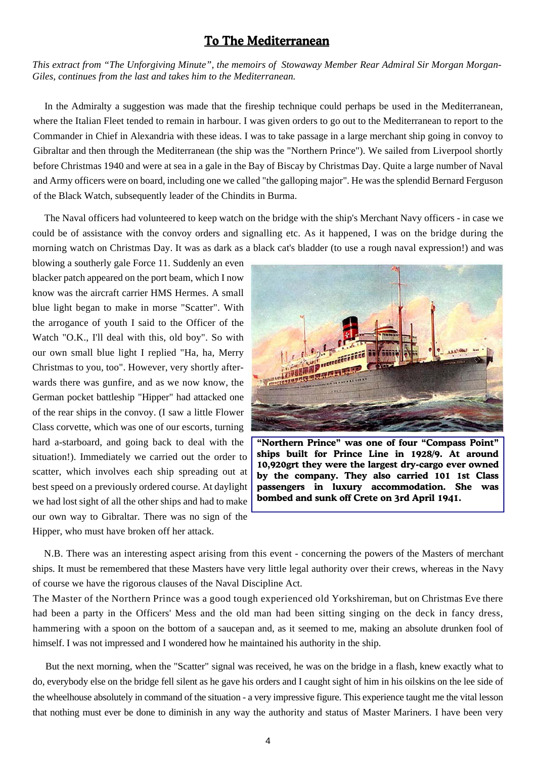## To The Mediterranean

*This extract from "The Unforgiving Minute", the memoirs of Stowaway Member Rear Admiral Sir Morgan Morgan-Giles, continues from the last and takes him to the Mediterranean.*

In the Admiralty a suggestion was made that the fireship technique could perhaps be used in the Mediterranean, where the Italian Fleet tended to remain in harbour. I was given orders to go out to the Mediterranean to report to the Commander in Chief in Alexandria with these ideas. I was to take passage in a large merchant ship going in convoy to Gibraltar and then through the Mediterranean (the ship was the "Northern Prince"). We sailed from Liverpool shortly before Christmas 1940 and were at sea in a gale in the Bay of Biscay by Christmas Day. Quite a large number of Naval and Army officers were on board, including one we called "the galloping major". He was the splendid Bernard Ferguson of the Black Watch, subsequently leader of the Chindits in Burma.

The Naval officers had volunteered to keep watch on the bridge with the ship's Merchant Navy officers - in case we could be of assistance with the convoy orders and signalling etc. As it happened, I was on the bridge during the morning watch on Christmas Day. It was as dark as a black cat's bladder (to use a rough naval expression!) and was blowing a southerly gale Force 11. Suddenly an even blacker patch appeared on the port beam, which I now know was the aircraft carrier HMS Hermes. A small blue light began to make in morse "Scatter". With the arrogance of youth I said to the Officer of the Watch "O.K., I'll deal with this, old boy". So with our own small blue light I replied "Ha, ha, Merry Christmas to you, too". However, very shortly afterwards there was gunfire, and as we now know, the German pocket battleship "Hipper" had attacked one of the rear ships in the convoy. (I saw a little Flower Class corvette, which was one of our escorts, turning hard a-starboard, and going back to deal with the situation!). Immediately we carried out the order to scatter, which involves each ship spreading out at best speed on a previously ordered course. At daylight we had lost sight of all the other ships and had to make our own way to Gibraltar. There was no sign of the Hipper, who must have broken off her attack.

**"Northern Prince" was one of four "Compass Point" ships built for Prince Line in 1928/9. At around 10,920grt they were the largest dry-cargo ever owned by the company. They also carried 101 1st Class passengers in luxury accommodation. She was bombed and sunk off Crete on 3rd April 1941.**

N.B. There was an interesting aspect arising from this event - concerning the powers of the Masters of merchant ships. It must be remembered that these Masters have very little legal authority over their crews, whereas in the Navy of course we have the rigorous clauses of the Naval Discipline Act.

The Master of the Northern Prince was a good tough experienced old Yorkshireman, but on Christmas Eve there had been a party in the Officers' Mess and the old man had been sitting singing on the deck in fancy dress, hammering with a spoon on the bottom of a saucepan and, as it seemed to me, making an absolute drunken fool of himself. I was not impressed and I wondered how he maintained his authority in the ship.

But the next morning, when the "Scatter" signal was received, he was on the bridge in a flash, knew exactly what to do, everybody else on the bridge fell silent as he gave his orders and I caught sight of him in his oilskins on the lee side of the wheelhouse absolutely in command of the situation - a very impressive figure. This experience taught me the vital lesson that nothing must ever be done to diminish in any way the authority and status of Master Mariners. I have been very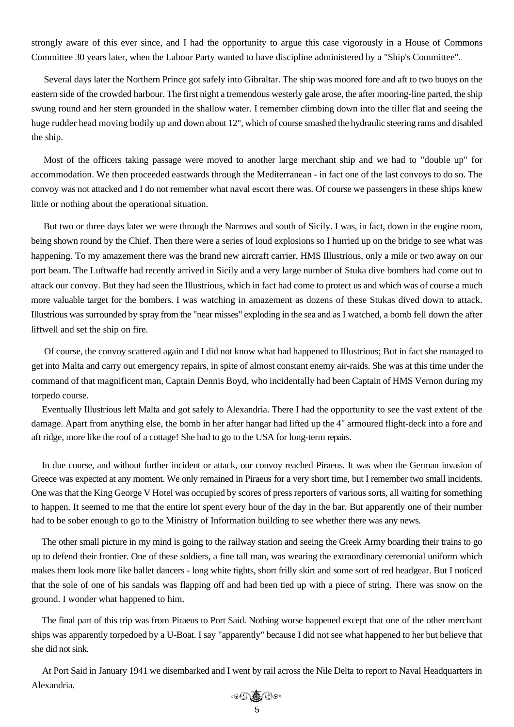strongly aware of this ever since, and I had the opportunity to argue this case vigorously in a House of Commons Committee 30 years later, when the Labour Party wanted to have discipline administered by a "Ship's Committee".

Several days later the Northern Prince got safely into Gibraltar. The ship was moored fore and aft to two buoys on the eastern side of the crowded harbour. The first night a tremendous westerly gale arose, the after mooring-line parted, the ship swung round and her stern grounded in the shallow water. I remember climbing down into the tiller flat and seeing the huge rudder head moving bodily up and down about 12", which of course smashed the hydraulic steering rams and disabled the ship.

Most of the officers taking passage were moved to another large merchant ship and we had to "double up" for accommodation. We then proceeded eastwards through the Mediterranean - in fact one of the last convoys to do so. The convoy was not attacked and I do not remember what naval escort there was. Of course we passengers in these ships knew little or nothing about the operational situation.

But two or three days later we were through the Narrows and south of Sicily. I was, in fact, down in the engine room, being shown round by the Chief. Then there were a series of loud explosions so I hurried up on the bridge to see what was happening. To my amazement there was the brand new aircraft carrier, HMS Illustrious, only a mile or two away on our port beam. The Luftwaffe had recently arrived in Sicily and a very large number of Stuka dive bombers had come out to attack our convoy. But they had seen the Illustrious, which in fact had come to protect us and which was of course a much more valuable target for the bombers. I was watching in amazement as dozens of these Stukas dived down to attack. Illustrious was surrounded by spray from the "near misses" exploding in the sea and as I watched, a bomb fell down the after liftwell and set the ship on fire.

Of course, the convoy scattered again and I did not know what had happened to Illustrious; But in fact she managed to get into Malta and carry out emergency repairs, in spite of almost constant enemy air-raids. She was at this time under the command of that magnificent man, Captain Dennis Boyd, who incidentally had been Captain of HMS Vernon during my torpedo course.

Eventually Illustrious left Malta and got safely to Alexandria. There I had the opportunity to see the vast extent of the damage. Apart from anything else, the bomb in her after hangar had lifted up the 4" armoured flight-deck into a fore and aft ridge, more like the roof of a cottage! She had to go to the USA for long-term repairs.

In due course, and without further incident or attack, our convoy reached Piraeus. It was when the German invasion of Greece was expected at any moment. We only remained in Piraeus for a very short time, but I remember two small incidents. One was that the King George V Hotel was occupied by scores of press reporters of various sorts, all waiting for something to happen. It seemed to me that the entire lot spent every hour of the day in the bar. But apparently one of their number had to be sober enough to go to the Ministry of Information building to see whether there was any news.

The other small picture in my mind is going to the railway station and seeing the Greek Army boarding their trains to go up to defend their frontier. One of these soldiers, a fine tall man, was wearing the extraordinary ceremonial uniform which makes them look more like ballet dancers - long white tights, short frilly skirt and some sort of red headgear. But I noticed that the sole of one of his sandals was flapping off and had been tied up with a piece of string. There was snow on the ground. I wonder what happened to him.

The final part of this trip was from Piraeus to Port Said. Nothing worse happened except that one of the other merchant ships was apparently torpedoed by a U-Boat. I say "apparently" because I did not see what happened to her but believe that she did not sink.

At Port Said in January 1941 we disembarked and I went by rail across the Nile Delta to report to Naval Headquarters in Alexandria.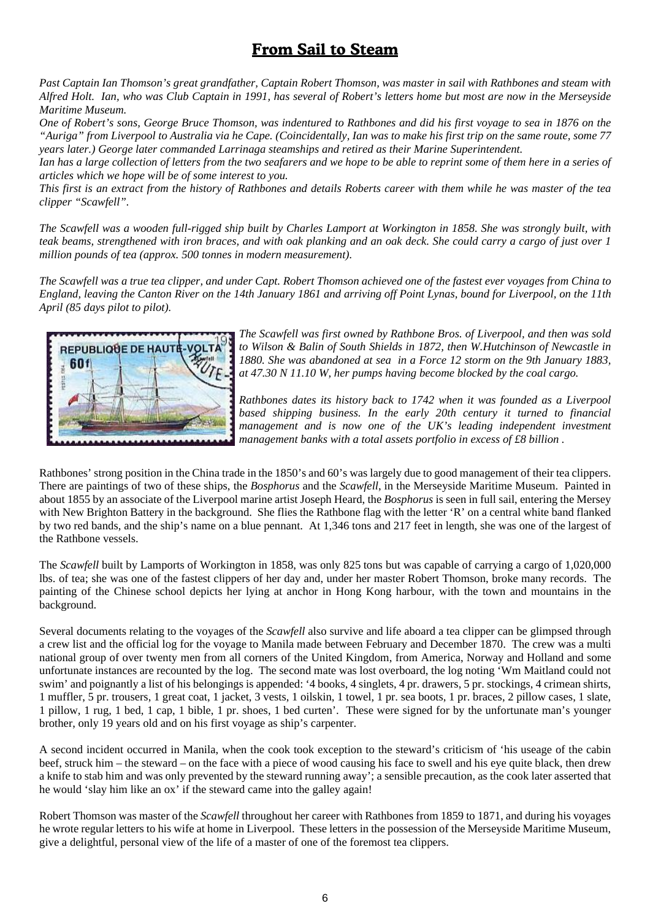# From Sail to Steam

*Past Captain Ian Thomson's great grandfather, Captain Robert Thomson, was master in sail with Rathbones and steam with Alfred Holt. Ian, who was Club Captain in 1991, has several of Robert's letters home but most are now in the Merseyside Maritime Museum.*

*One of Robert's sons, George Bruce Thomson, was indentured to Rathbones and did his first voyage to sea in 1876 on the "Auriga" from Liverpool to Australia via he Cape. (Coincidentally, Ian was to make his first trip on the same route, some 77 years later.) George later commanded Larrinaga steamships and retired as their Marine Superintendent.*

*Ian has a large collection of letters from the two seafarers and we hope to be able to reprint some of them here in a series of articles which we hope will be of some interest to you.*

*This first is an extract from the history of Rathbones and details Roberts career with them while he was master of the tea clipper "Scawfell".*

*The Scawfell was a wooden full-rigged ship built by Charles Lamport at Workington in 1858. She was strongly built, with teak beams, strengthened with iron braces, and with oak planking and an oak deck. She could carry a cargo of just over 1 million pounds of tea (approx. 500 tonnes in modern measurement).*

*The Scawfell was a true tea clipper, and under Capt. Robert Thomson achieved one of the fastest ever voyages from China to England, leaving the Canton River on the 14th January 1861 and arriving off Point Lynas, bound for Liverpool, on the 11th April (85 days pilot to pilot).*

*The Scawfell was first owned by Rathbone Bros. of Liverpool, and then was sold to Wilson & Balin of South Shields in 1872, then W.Hutchinson of Newcastle in 1880. She was abandoned at sea in a Force 12 storm on the 9th January 1883, at 47.30 N 11.10 W, her pumps having become blocked by the coal cargo.*

*Rathbones dates its history back to 1742 when it was founded as a Liverpool based shipping business. In the early 20th century it turned to financial management and is now one of the UK's leading independent investment management banks with a total assets portfolio in excess of £8 billion .*

Rathbones' strong position in the China trade in the 1850's and 60's was largely due to good management of their tea clippers. There are paintings of two of these ships, the *Bosphorus* and the *Scawfell*, in the Merseyside Maritime Museum. Painted in about 1855 by an associate of the Liverpool marine artist Joseph Heard, the *Bosphorus* is seen in full sail, entering the Mersey with New Brighton Battery in the background. She flies the Rathbone flag with the letter 'R' on a central white band flanked by two red bands, and the ship's name on a blue pennant. At 1,346 tons and 217 feet in length, she was one of the largest of the Rathbone vessels.

The *Scawfell* built by Lamports of Workington in 1858, was only 825 tons but was capable of carrying a cargo of 1,020,000 lbs. of tea; she was one of the fastest clippers of her day and, under her master Robert Thomson, broke many records. The painting of the Chinese school depicts her lying at anchor in Hong Kong harbour, with the town and mountains in the background.

Several documents relating to the voyages of the *Scawfell* also survive and life aboard a tea clipper can be glimpsed through a crew list and the official log for the voyage to Manila made between February and December 1870. The crew was a multi national group of over twenty men from all corners of the United Kingdom, from America, Norway and Holland and some unfortunate instances are recounted by the log. The second mate was lost overboard, the log noting 'Wm Maitland could not swim' and poignantly a list of his belongings is appended: '4 books, 4 singlets, 4 pr. drawers, 5 pr. stockings, 4 crimean shirts, 1 muffler, 5 pr. trousers, 1 great coat, 1 jacket, 3 vests, 1 oilskin, 1 towel, 1 pr. sea boots, 1 pr. braces, 2 pillow cases, 1 slate, 1 pillow, 1 rug, 1 bed, 1 cap, 1 bible, 1 pr. shoes, 1 bed curten'. These were signed for by the unfortunate man's younger brother, only 19 years old and on his first voyage as ship's carpenter.

A second incident occurred in Manila, when the cook took exception to the steward's criticism of 'his useage of the cabin beef, struck him – the steward – on the face with a piece of wood causing his face to swell and his eye quite black, then drew a knife to stab him and was only prevented by the steward running away'; a sensible precaution, as the cook later asserted that he would 'slay him like an ox' if the steward came into the galley again!

Robert Thomson was master of the *Scawfell* throughout her career with Rathbones from 1859 to 1871, and during his voyages he wrote regular letters to his wife at home in Liverpool. These letters in the possession of the Merseyside Maritime Museum, give a delightful, personal view of the life of a master of one of the foremost tea clippers.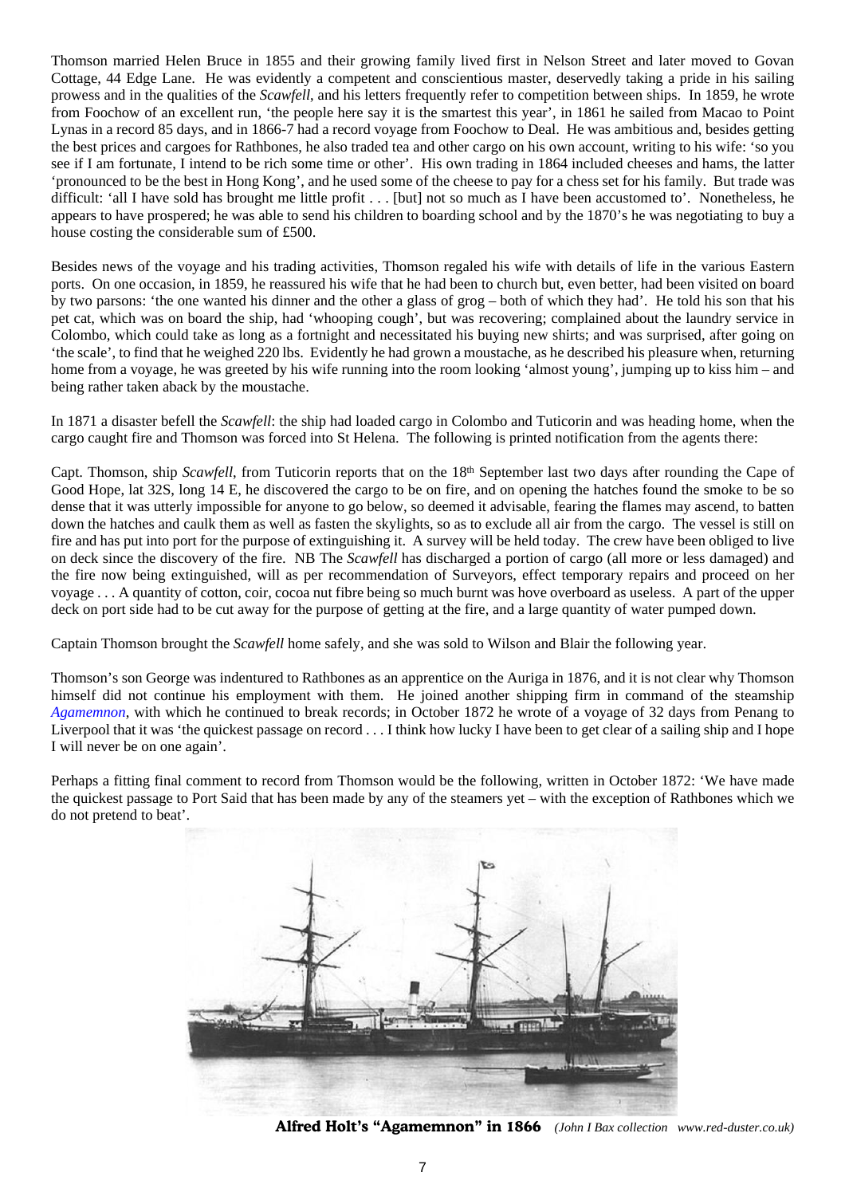Thomson married Helen Bruce in 1855 and their growing family lived first in Nelson Street and later moved to Govan Cottage, 44 Edge Lane. He was evidently a competent and conscientious master, deservedly taking a pride in his sailing prowess and in the qualities of the *Scawfell*, and his letters frequently refer to competition between ships. In 1859, he wrote from Foochow of an excellent run, 'the people here say it is the smartest this year', in 1861 he sailed from Macao to Point Lynas in a record 85 days, and in 1866-7 had a record voyage from Foochow to Deal. He was ambitious and, besides getting the best prices and cargoes for Rathbones, he also traded tea and other cargo on his own account, writing to his wife: 'so you see if I am fortunate, I intend to be rich some time or other'. His own trading in 1864 included cheeses and hams, the latter 'pronounced to be the best in Hong Kong', and he used some of the cheese to pay for a chess set for his family. But trade was difficult: 'all I have sold has brought me little profit . . . [but] not so much as I have been accustomed to'. Nonetheless, he appears to have prospered; he was able to send his children to boarding school and by the 1870's he was negotiating to buy a house costing the considerable sum of £500.

Besides news of the voyage and his trading activities, Thomson regaled his wife with details of life in the various Eastern ports. On one occasion, in 1859, he reassured his wife that he had been to church but, even better, had been visited on board by two parsons: 'the one wanted his dinner and the other a glass of grog – both of which they had'. He told his son that his pet cat, which was on board the ship, had 'whooping cough', but was recovering; complained about the laundry service in Colombo, which could take as long as a fortnight and necessitated his buying new shirts; and was surprised, after going on 'the scale', to find that he weighed 220 lbs. Evidently he had grown a moustache, as he described his pleasure when, returning home from a voyage, he was greeted by his wife running into the room looking 'almost young', jumping up to kiss him – and being rather taken aback by the moustache.

In 1871 a disaster befell the *Scawfell*: the ship had loaded cargo in Colombo and Tuticorin and was heading home, when the cargo caught fire and Thomson was forced into St Helena. The following is printed notification from the agents there:

Capt. Thomson, ship *Scawfell*, from Tuticorin reports that on the 18th September last two days after rounding the Cape of Good Hope, lat 32S, long 14 E, he discovered the cargo to be on fire, and on opening the hatches found the smoke to be so dense that it was utterly impossible for anyone to go below, so deemed it advisable, fearing the flames may ascend, to batten down the hatches and caulk them as well as fasten the skylights, so as to exclude all air from the cargo. The vessel is still on fire and has put into port for the purpose of extinguishing it. A survey will be held today. The crew have been obliged to live on deck since the discovery of the fire. NB The *Scawfell* has discharged a portion of cargo (all more or less damaged) and the fire now being extinguished, will as per recommendation of Surveyors, effect temporary repairs and proceed on her voyage . . . A quantity of cotton, coir, cocoa nut fibre being so much burnt was hove overboard as useless. A part of the upper deck on port side had to be cut away for the purpose of getting at the fire, and a large quantity of water pumped down.

Captain Thomson brought the *Scawfell* home safely, and she was sold to Wilson and Blair the following year.

Thomson's son George was indentured to Rathbones as an apprentice on the Auriga in 1876, and it is not clear why Thomson himself did not continue his employment with them. He joined another shipping firm in command of the steamship *Agamemnon*, with which he continued to break records; in October 1872 he wrote of a voyage of 32 days from Penang to Liverpool that it was 'the quickest passage on record . . . I think how lucky I have been to get clear of a sailing ship and I hope I will never be on one again'.

Perhaps a fitting final comment to record from Thomson would be the following, written in October 1872: 'We have made the quickest passage to Port Said that has been made by any of the steamers yet – with the exception of Rathbones which we do not pretend to beat'.

**Alfred Holt's "Agamemnon" in 1866** *(John I Bax collection www.red-duster.co.uk)*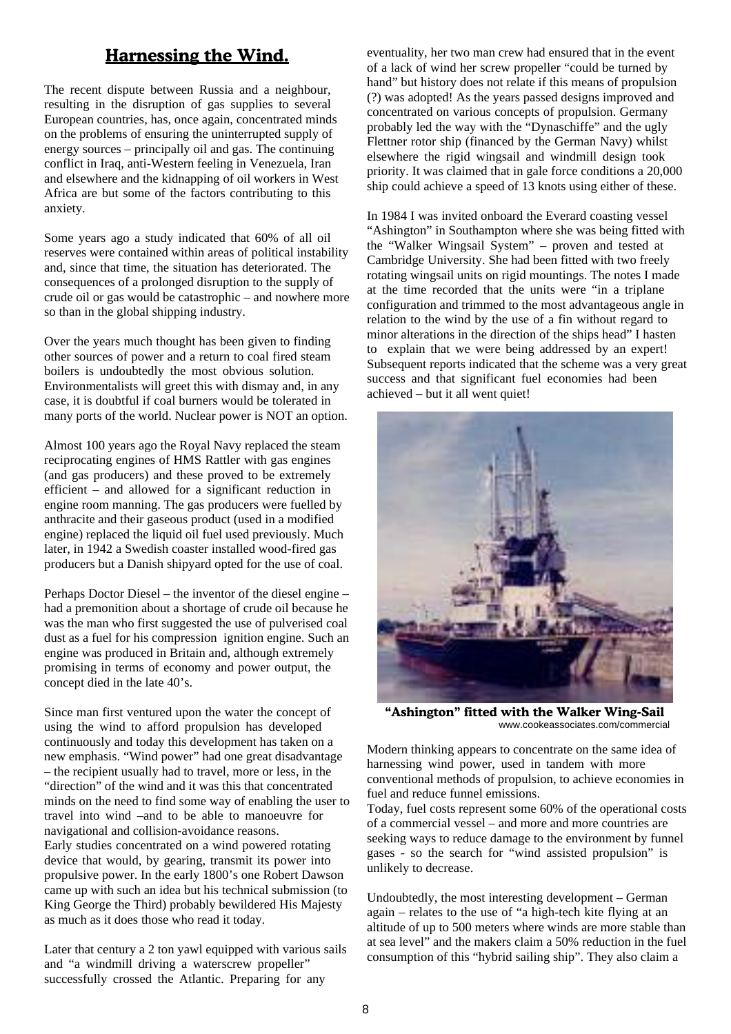# Harnessing the Wind.

The recent dispute between Russia and a neighbour, resulting in the disruption of gas supplies to several European countries, has, once again, concentrated minds on the problems of ensuring the uninterrupted supply of energy sources – principally oil and gas. The continuing conflict in Iraq, anti-Western feeling in Venezuela, Iran and elsewhere and the kidnapping of oil workers in West Africa are but some of the factors contributing to this anxiety.

Some years ago a study indicated that 60% of all oil reserves were contained within areas of political instability and, since that time, the situation has deteriorated. The consequences of a prolonged disruption to the supply of crude oil or gas would be catastrophic – and nowhere more so than in the global shipping industry.

Over the years much thought has been given to finding other sources of power and a return to coal fired steam boilers is undoubtedly the most obvious solution. Environmentalists will greet this with dismay and, in any case, it is doubtful if coal burners would be tolerated in many ports of the world. Nuclear power is NOT an option.

Almost 100 years ago the Royal Navy replaced the steam reciprocating engines of HMS Rattler with gas engines (and gas producers) and these proved to be extremely efficient – and allowed for a significant reduction in engine room manning. The gas producers were fuelled by anthracite and their gaseous product (used in a modified engine) replaced the liquid oil fuel used previously. Much later, in 1942 a Swedish coaster installed wood-fired gas producers but a Danish shipyard opted for the use of coal.

Perhaps Doctor Diesel – the inventor of the diesel engine – had a premonition about a shortage of crude oil because he was the man who first suggested the use of pulverised coal dust as a fuel for his compression ignition engine. Such an engine was produced in Britain and, although extremely promising in terms of economy and power output, the concept died in the late 40's.

Since man first ventured upon the water the concept of using the wind to afford propulsion has developed continuously and today this development has taken on a new emphasis. "Wind power" had one great disadvantage – the recipient usually had to travel, more or less, in the "direction" of the wind and it was this that concentrated minds on the need to find some way of enabling the user to travel into wind –and to be able to manoeuvre for navigational and collision-avoidance reasons.

Early studies concentrated on a wind powered rotating device that would, by gearing, transmit its power into propulsive power. In the early 1800's one Robert Dawson came up with such an idea but his technical submission (to King George the Third) probably bewildered His Majesty as much as it does those who read it today.

Later that century a 2 ton yawl equipped with various sails and "a windmill driving a waterscrew propeller" successfully crossed the Atlantic. Preparing for any eventuality, her two man crew had ensured that in the event of a lack of wind her screw propeller "could be turned by hand" but history does not relate if this means of propulsion (?) was adopted! As the years passed designs improved and concentrated on various concepts of propulsion. Germany probably led the way with the "Dynaschiffe" and the ugly Flettner rotor ship (financed by the German Navy) whilst elsewhere the rigid wingsail and windmill design took priority. It was claimed that in gale force conditions a 20,000 ship could achieve a speed of 13 knots using either of these.

In 1984 I was invited onboard the Everard coasting vessel "Ashington" in Southampton where she was being fitted with the "Walker Wingsail System" – proven and tested at Cambridge University. She had been fitted with two freely rotating wingsail units on rigid mountings. The notes I made at the time recorded that the units were "in a triplane configuration and trimmed to the most advantageous angle in relation to the wind by the use of a fin without regard to minor alterations in the direction of the ships head" I hasten to explain that we were being addressed by an expert! Subsequent reports indicated that the scheme was a very great success and that significant fuel economies had been achieved – but it all went quiet!

**"Ashington" fitted with the Walker Wing-Sail**
www.cookeassociates.com/commercial

Modern thinking appears to concentrate on the same idea of harnessing wind power, used in tandem with more conventional methods of propulsion, to achieve economies in fuel and reduce funnel emissions.

Today, fuel costs represent some 60% of the operational costs of a commercial vessel – and more and more countries are seeking ways to reduce damage to the environment by funnel gases - so the search for "wind assisted propulsion" is unlikely to decrease.

Undoubtedly, the most interesting development – German again – relates to the use of "a high-tech kite flying at an altitude of up to 500 meters where winds are more stable than at sea level" and the makers claim a 50% reduction in the fuel consumption of this "hybrid sailing ship". They also claim a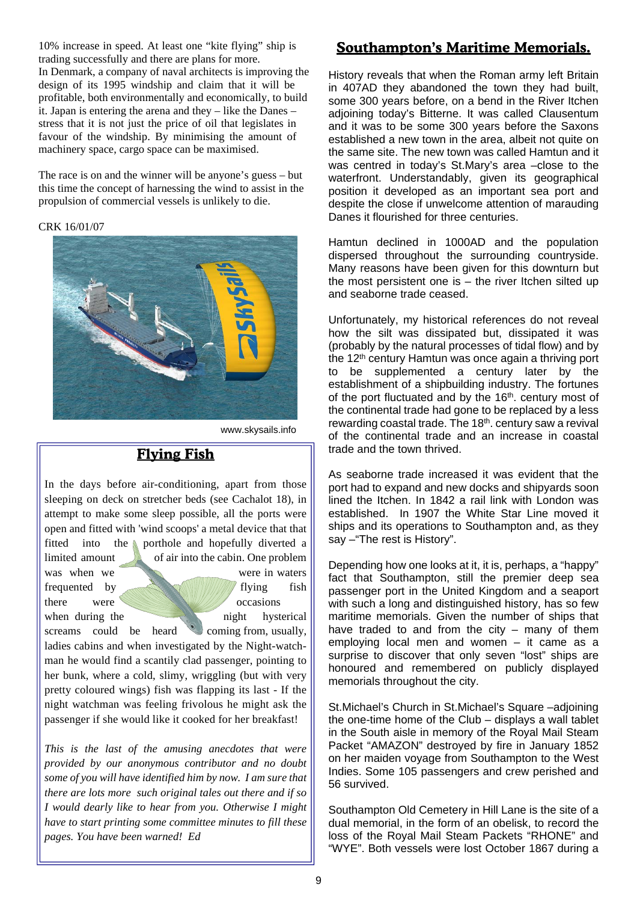10% increase in speed. At least one "kite flying" ship is trading successfully and there are plans for more.
In Denmark, a company of naval architects is improving the design of its 1995 windship and claim that it will be profitable, both environmentally and economically, to build it. Japan is entering the arena and they – like the Danes – stress that it is not just the price of oil that legislates in favour of the windship. By minimising the amount of machinery space, cargo space can be maximised.

The race is on and the winner will be anyone's guess – but this time the concept of harnessing the wind to assist in the propulsion of commercial vessels is unlikely to die.

CRK 16/01/07

www.skysails.info

## Flying Fish

In the days before air-conditioning, apart from those sleeping on deck on stretcher beds (see Cachalot 18), in attempt to make some sleep possible, all the ports were open and fitted with 'wind scoops' a metal device that that fitted into the porthole and hopefully diverted a limited amount of air into the cabin. One problem was when we were in waters frequented by flying fish there were occasions when during the night hysterical screams could be heard coming from, usually, ladies cabins and when investigated by the Night-watchman he would find a scantily clad passenger, pointing to her bunk, where a cold, slimy, wriggling (but with very pretty coloured wings) fish was flapping its last - If the night watchman was feeling frivolous he might ask the passenger if she would like it cooked for her breakfast!

*This is the last of the amusing anecdotes that were provided by our anonymous contributor and no doubt some of you will have identified him by now. I am sure that there are lots more such original tales out there and if so I would dearly like to hear from you. Otherwise I might have to start printing some committee minutes to fill these pages. You have been warned! Ed*

## Southampton's Maritime Memorials.

History reveals that when the Roman army left Britain in 407AD they abandoned the town they had built, some 300 years before, on a bend in the River Itchen adjoining today's Bitterne. It was called Clausentum and it was to be some 300 years before the Saxons established a new town in the area, albeit not quite on the same site. The new town was called Hamtun and it was centred in today's St.Mary's area –close to the waterfront. Understandably, given its geographical position it developed as an important sea port and despite the close if unwelcome attention of marauding Danes it flourished for three centuries.

Hamtun declined in 1000AD and the population dispersed throughout the surrounding countryside. Many reasons have been given for this downturn but the most persistent one is – the river Itchen silted up and seaborne trade ceased.

Unfortunately, my historical references do not reveal how the silt was dissipated but, dissipated it was (probably by the natural processes of tidal flow) and by the 12th century Hamtun was once again a thriving port to be supplemented a century later by the establishment of a shipbuilding industry. The fortunes of the port fluctuated and by the 16th. century most of the continental trade had gone to be replaced by a less rewarding coastal trade. The 18th. century saw a revival of the continental trade and an increase in coastal trade and the town thrived.

As seaborne trade increased it was evident that the port had to expand and new docks and shipyards soon lined the Itchen. In 1842 a rail link with London was established. In 1907 the White Star Line moved it ships and its operations to Southampton and, as they say –"The rest is History".

Depending how one looks at it, it is, perhaps, a "happy" fact that Southampton, still the premier deep sea passenger port in the United Kingdom and a seaport with such a long and distinguished history, has so few maritime memorials. Given the number of ships that have traded to and from the city – many of them employing local men and women – it came as a surprise to discover that only seven "lost" ships are honoured and remembered on publicly displayed memorials throughout the city.

St.Michael's Church in St.Michael's Square –adjoining the one-time home of the Club – displays a wall tablet in the South aisle in memory of the Royal Mail Steam Packet "AMAZON" destroyed by fire in January 1852 on her maiden voyage from Southampton to the West Indies. Some 105 passengers and crew perished and 56 survived.

Southampton Old Cemetery in Hill Lane is the site of a dual memorial, in the form of an obelisk, to record the loss of the Royal Mail Steam Packets "RHONE" and "WYE". Both vessels were lost October 1867 during a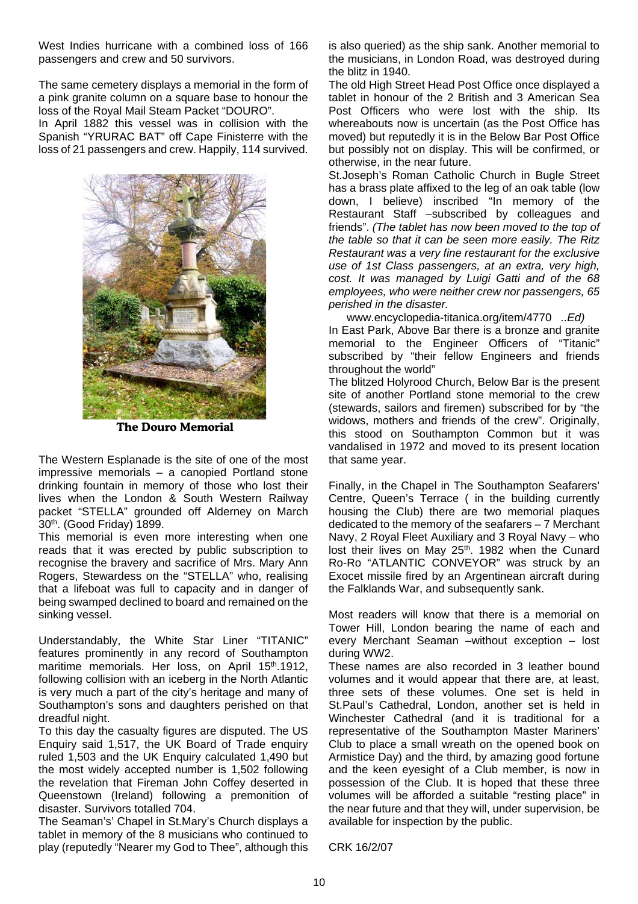West Indies hurricane with a combined loss of 166 passengers and crew and 50 survivors.

The same cemetery displays a memorial in the form of a pink granite column on a square base to honour the loss of the Royal Mail Steam Packet "DOURO".

In April 1882 this vessel was in collision with the Spanish "YRURAC BAT" off Cape Finisterre with the loss of 21 passengers and crew. Happily, 114 survived.

**The Douro Memorial**

The Western Esplanade is the site of one of the most impressive memorials – a canopied Portland stone drinking fountain in memory of those who lost their lives when the London & South Western Railway packet "STELLA" grounded off Alderney on March 30th. (Good Friday) 1899.

This memorial is even more interesting when one reads that it was erected by public subscription to recognise the bravery and sacrifice of Mrs. Mary Ann Rogers, Stewardess on the "STELLA" who, realising that a lifeboat was full to capacity and in danger of being swamped declined to board and remained on the sinking vessel.

Understandably, the White Star Liner "TITANIC" features prominently in any record of Southampton maritime memorials. Her loss, on April 15th.1912, following collision with an iceberg in the North Atlantic is very much a part of the city's heritage and many of Southampton's sons and daughters perished on that dreadful night.

To this day the casualty figures are disputed. The US Enquiry said 1,517, the UK Board of Trade enquiry ruled 1,503 and the UK Enquiry calculated 1,490 but the most widely accepted number is 1,502 following the revelation that Fireman John Coffey deserted in Queenstown (Ireland) following a premonition of disaster. Survivors totalled 704.

The Seaman's' Chapel in St.Mary's Church displays a tablet in memory of the 8 musicians who continued to play (reputedly "Nearer my God to Thee", although this is also queried) as the ship sank. Another memorial to the musicians, in London Road, was destroyed during the blitz in 1940.

The old High Street Head Post Office once displayed a tablet in honour of the 2 British and 3 American Sea Post Officers who were lost with the ship. Its whereabouts now is uncertain (as the Post Office has moved) but reputedly it is in the Below Bar Post Office but possibly not on display. This will be confirmed, or otherwise, in the near future.

St.Joseph's Roman Catholic Church in Bugle Street has a brass plate affixed to the leg of an oak table (low down, I believe) inscribed "In memory of the Restaurant Staff –subscribed by colleagues and friends". *(The tablet has now been moved to the top of the table so that it can be seen more easily. The Ritz Restaurant was a very fine restaurant for the exclusive use of 1st Class passengers, at an extra, very high, cost. It was managed by Luigi Gatti and of the 68 employees, who were neither crew nor passengers, 65 perished in the disaster.*

www.encyclopedia-titanica.org/item/4770 *..Ed)*

In East Park, Above Bar there is a bronze and granite memorial to the Engineer Officers of "Titanic" subscribed by "their fellow Engineers and friends throughout the world"

The blitzed Holyrood Church, Below Bar is the present site of another Portland stone memorial to the crew (stewards, sailors and firemen) subscribed for by "the widows, mothers and friends of the crew". Originally, this stood on Southampton Common but it was vandalised in 1972 and moved to its present location that same year.

Finally, in the Chapel in The Southampton Seafarers' Centre, Queen's Terrace ( in the building currently housing the Club) there are two memorial plaques dedicated to the memory of the seafarers – 7 Merchant Navy, 2 Royal Fleet Auxiliary and 3 Royal Navy – who lost their lives on May 25th. 1982 when the Cunard Ro-Ro "ATLANTIC CONVEYOR" was struck by an Exocet missile fired by an Argentinean aircraft during the Falklands War, and subsequently sank.

Most readers will know that there is a memorial on Tower Hill, London bearing the name of each and every Merchant Seaman –without exception – lost during WW2.

These names are also recorded in 3 leather bound volumes and it would appear that there are, at least, three sets of these volumes. One set is held in St.Paul's Cathedral, London, another set is held in Winchester Cathedral (and it is traditional for a representative of the Southampton Master Mariners' Club to place a small wreath on the opened book on Armistice Day) and the third, by amazing good fortune and the keen eyesight of a Club member, is now in possession of the Club. It is hoped that these three volumes will be afforded a suitable "resting place" in the near future and that they will, under supervision, be available for inspection by the public.

CRK 16/2/07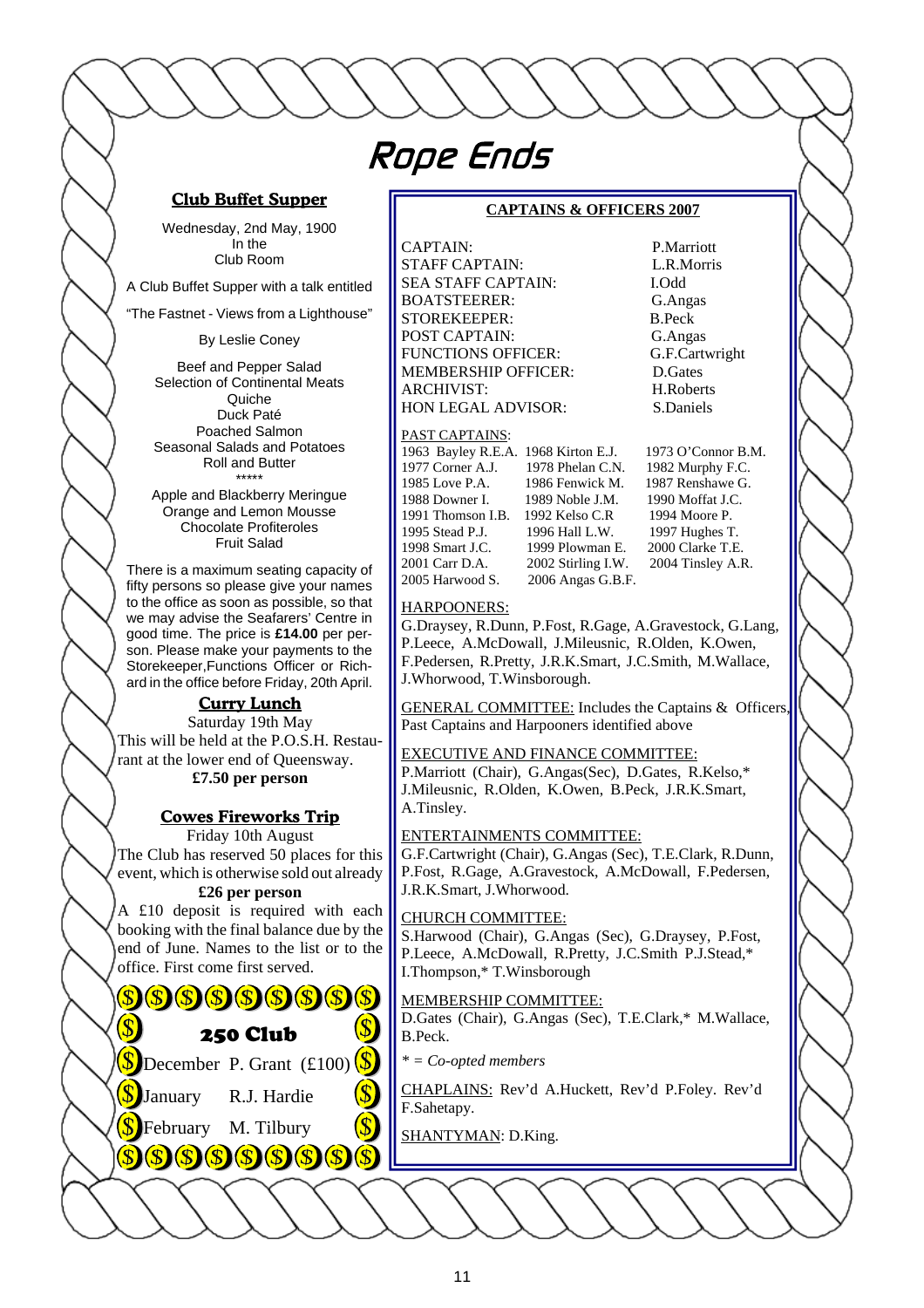# Rope Ends

## Club Buffet Supper

Wednesday, 2nd May, 1900
In the
Club Room

A Club Buffet Supper with a talk entitled

"The Fastnet - Views from a Lighthouse"

By Leslie Coney

Beef and Pepper Salad
Selection of Continental Meats
Quiche
Duck Paté
Poached Salmon
Seasonal Salads and Potatoes
Roll and Butter
*****
Apple and Blackberry Meringue
Orange and Lemon Mousse
Chocolate Profiteroles
Fruit Salad

There is a maximum seating capacity of fifty persons so please give your names to the office as soon as possible, so that we may advise the Seafarers' Centre in good time. The price is **£14.00** per person. Please make your payments to the Storekeeper,Functions Officer or Richard in the office before Friday, 20th April.

## Curry Lunch

Saturday 19th May
This will be held at the P.O.S.H. Restaurant at the lower end of Queensway.
**£7.50 per person**

## Cowes Fireworks Trip

Friday 10th August
The Club has reserved 50 places for this event, which is otherwise sold out already
**£26 per person**
A £10 deposit is required with each booking with the final balance due by the end of June. Names to the list or to the office. First come first served.

## 250 Club

December P. Grant (£100)
January R.J. Hardie
February M. Tilbury

## CAPTAINS & OFFICERS 2007

| | |
|---|---|
| CAPTAIN: | P.Marriott |
| STAFF CAPTAIN: | L.R.Morris |
| SEA STAFF CAPTAIN: | I.Odd |
| BOATSTEERER: | G.Angas |
| STOREKEEPER: | B.Peck |
| POST CAPTAIN: | G.Angas |
| FUNCTIONS OFFICER: | G.F.Cartwright |
| MEMBERSHIP OFFICER: | D.Gates |
| ARCHIVIST: | H.Roberts |
| HON LEGAL ADVISOR: | S.Daniels |

PAST CAPTAINS:

| | | |
|---|---|---|
| 1963 Bayley R.E.A. | 1968 Kirton E.J. | 1973 O'Connor B.M. |
| 1977 Corner A.J. | 1978 Phelan C.N. | 1982 Murphy F.C. |
| 1985 Love P.A. | 1986 Fenwick M. | 1987 Renshawe G. |
| 1988 Downer I. | 1989 Noble J.M. | 1990 Moffat J.C. |
| 1991 Thomson I.B. | 1992 Kelso C.R | 1994 Moore P. |
| 1995 Stead P.J. | 1996 Hall L.W. | 1997 Hughes T. |
| 1998 Smart J.C. | 1999 Plowman E. | 2000 Clarke T.E. |
| 2001 Carr D.A. | 2002 Stirling I.W. | 2004 Tinsley A.R. |
| 2005 Harwood S. | 2006 Angas G.B.F. | |

HARPOONERS:
G.Draysey, R.Dunn, P.Fost, R.Gage, A.Gravestock, G.Lang, P.Leece, A.McDowall, J.Mileusnic, R.Olden, K.Owen, F.Pedersen, R.Pretty, J.R.K.Smart, J.C.Smith, M.Wallace, J.Whorwood, T.Winsborough.

GENERAL COMMITTEE: Includes the Captains & Officers, Past Captains and Harpooners identified above

EXECUTIVE AND FINANCE COMMITTEE:
P.Marriott (Chair), G.Angas(Sec), D.Gates, R.Kelso,* J.Mileusnic, R.Olden, K.Owen, B.Peck, J.R.K.Smart, A.Tinsley.

ENTERTAINMENTS COMMITTEE:
G.F.Cartwright (Chair), G.Angas (Sec), T.E.Clark, R.Dunn, P.Fost, R.Gage, A.Gravestock, A.McDowall, F.Pedersen, J.R.K.Smart, J.Whorwood.

CHURCH COMMITTEE:
S.Harwood (Chair), G.Angas (Sec), G.Draysey, P.Fost, P.Leece, A.McDowall, R.Pretty, J.C.Smith P.J.Stead,* I.Thompson,* T.Winsborough

MEMBERSHIP COMMITTEE:
D.Gates (Chair), G.Angas (Sec), T.E.Clark,* M.Wallace, B.Peck.

*\* = Co-opted members*

CHAPLAINS: Rev'd A.Huckett, Rev'd P.Foley. Rev'd F.Sahetapy.

SHANTYMAN: D.King.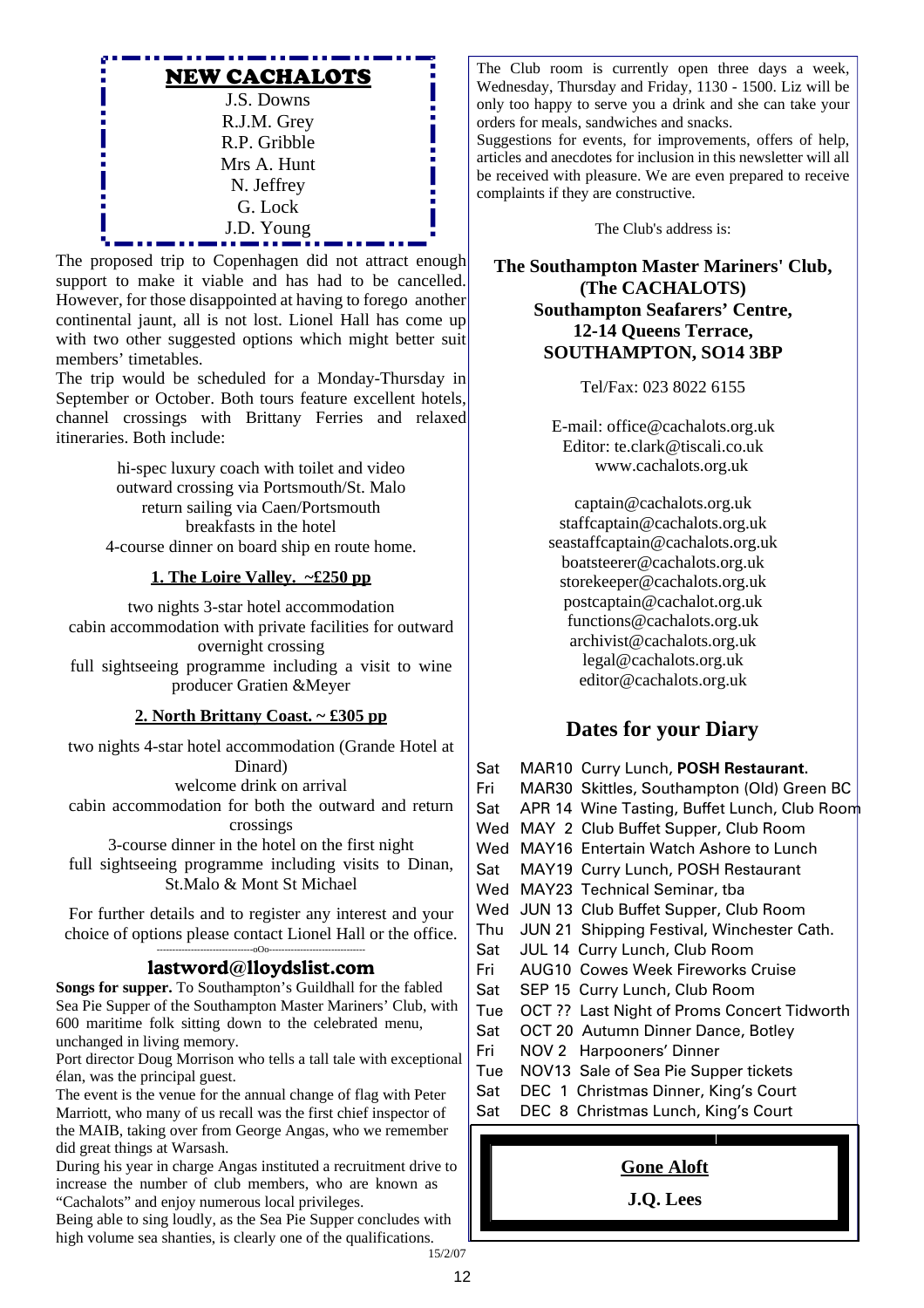## NEW CACHALOTS

J.S. Downs
R.J.M. Grey
R.P. Gribble
Mrs A. Hunt
N. Jeffrey
G. Lock
J.D. Young

The proposed trip to Copenhagen did not attract enough support to make it viable and has had to be cancelled. However, for those disappointed at having to forego another continental jaunt, all is not lost. Lionel Hall has come up with two other suggested options which might better suit members' timetables.

The trip would be scheduled for a Monday-Thursday in September or October. Both tours feature excellent hotels, channel crossings with Brittany Ferries and relaxed itineraries. Both include:

hi-spec luxury coach with toilet and video
outward crossing via Portsmouth/St. Malo
return sailing via Caen/Portsmouth
breakfasts in the hotel
4-course dinner on board ship en route home.

**1. The Loire Valley. ~£250 pp**

two nights 3-star hotel accommodation
cabin accommodation with private facilities for outward overnight crossing
full sightseeing programme including a visit to wine producer Gratien &Meyer

**2. North Brittany Coast. ~ £305 pp**

two nights 4-star hotel accommodation (Grande Hotel at Dinard)
welcome drink on arrival
cabin accommodation for both the outward and return crossings
3-course dinner in the hotel on the first night
full sightseeing programme including visits to Dinan, St.Malo & Mont St Michael

For further details and to register any interest and your choice of options please contact Lionel Hall or the office.

-oOo-

## lastword@lloydslist.com

**Songs for supper.** To Southampton's Guildhall for the fabled Sea Pie Supper of the Southampton Master Mariners' Club, with 600 maritime folk sitting down to the celebrated menu, unchanged in living memory.

Port director Doug Morrison who tells a tall tale with exceptional élan, was the principal guest.

The event is the venue for the annual change of flag with Peter Marriott, who many of us recall was the first chief inspector of the MAIB, taking over from George Angas, who we remember did great things at Warsash.

During his year in charge Angas instituted a recruitment drive to increase the number of club members, who are known as "Cachalots" and enjoy numerous local privileges.

Being able to sing loudly, as the Sea Pie Supper concludes with high volume sea shanties, is clearly one of the qualifications.

15/2/07

The Club room is currently open three days a week, Wednesday, Thursday and Friday, 1130 - 1500. Liz will be only too happy to serve you a drink and she can take your orders for meals, sandwiches and snacks.

Suggestions for events, for improvements, offers of help, articles and anecdotes for inclusion in this newsletter will all be received with pleasure. We are even prepared to receive complaints if they are constructive.

The Club's address is:

**The Southampton Master Mariners' Club,**
**(The CACHALOTS)**
**Southampton Seafarers' Centre,**
**12-14 Queens Terrace,**
**SOUTHAMPTON, SO14 3BP**

Tel/Fax: 023 8022 6155

E-mail: office@cachalots.org.uk
Editor: te.clark@tiscali.co.uk
www.cachalots.org.uk

captain@cachalots.org.uk
staffcaptain@cachalots.org.uk
seastaffcaptain@cachalots.org.uk
boatsteerer@cachalots.org.uk
storekeeper@cachalots.org.uk
postcaptain@cachalot.org.uk
functions@cachalots.org.uk
archivist@cachalots.org.uk
legal@cachalots.org.uk
editor@cachalots.org.uk

## Dates for your Diary

| | | |
|---|---|---|
| Sat | MAR10 | Curry Lunch, **POSH Restaurant.** |
| Fri | MAR30 | Skittles, Southampton (Old) Green BC |
| Sat | APR 14 | Wine Tasting, Buffet Lunch, Club Room |
| Wed | MAY 2 | Club Buffet Supper, Club Room |
| Wed | MAY16 | Entertain Watch Ashore to Lunch |
| Sat | MAY19 | Curry Lunch, POSH Restaurant |
| Wed | MAY23 | Technical Seminar, tba |
| Wed | JUN 13 | Club Buffet Supper, Club Room |
| Thu | JUN 21 | Shipping Festival, Winchester Cath. |
| Sat | JUL 14 | Curry Lunch, Club Room |
| Fri | AUG10 | Cowes Week Fireworks Cruise |
| Sat | SEP 15 | Curry Lunch, Club Room |
| Tue | OCT ?? | Last Night of Proms Concert Tidworth |
| Sat | OCT 20 | Autumn Dinner Dance, Botley |
| Fri | NOV 2 | Harpooners' Dinner |
| Tue | NOV13 | Sale of Sea Pie Supper tickets |
| Sat | DEC 1 | Christmas Dinner, King's Court |
| Sat | DEC 8 | Christmas Lunch, King's Court |

**Gone Aloft**

**J.Q. Lees**